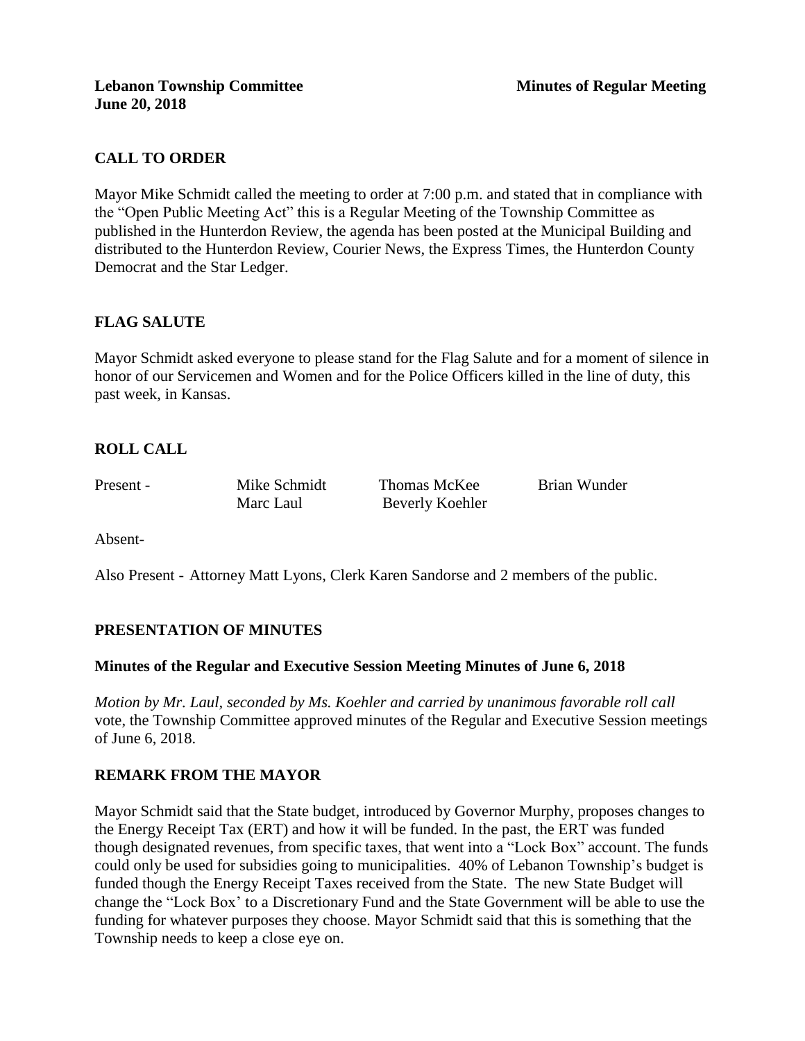**Lebanon Township Committee** **Minutes of Regular Meeting**
**June 20, 2018**

## CALL TO ORDER

Mayor Mike Schmidt called the meeting to order at 7:00 p.m. and stated that in compliance with the "Open Public Meeting Act" this is a Regular Meeting of the Township Committee as published in the Hunterdon Review, the agenda has been posted at the Municipal Building and distributed to the Hunterdon Review, Courier News, the Express Times, the Hunterdon County Democrat and the Star Ledger.

## FLAG SALUTE

Mayor Schmidt asked everyone to please stand for the Flag Salute and for a moment of silence in honor of our Servicemen and Women and for the Police Officers killed in the line of duty, this past week, in Kansas.

## ROLL CALL

| | | | |
|---|---|---|---|
| Present - | Mike Schmidt | Thomas McKee | Brian Wunder |
| | Marc Laul | Beverly Koehler | |

Absent-

Also Present - Attorney Matt Lyons, Clerk Karen Sandorse and 2 members of the public.

## PRESENTATION OF MINUTES

### Minutes of the Regular and Executive Session Meeting Minutes of June 6, 2018

*Motion by Mr. Laul, seconded by Ms. Koehler and carried by unanimous favorable roll call* vote, the Township Committee approved minutes of the Regular and Executive Session meetings of June 6, 2018.

## REMARK FROM THE MAYOR

Mayor Schmidt said that the State budget, introduced by Governor Murphy, proposes changes to the Energy Receipt Tax (ERT) and how it will be funded. In the past, the ERT was funded though designated revenues, from specific taxes, that went into a "Lock Box" account. The funds could only be used for subsidies going to municipalities. 40% of Lebanon Township's budget is funded though the Energy Receipt Taxes received from the State. The new State Budget will change the "Lock Box' to a Discretionary Fund and the State Government will be able to use the funding for whatever purposes they choose. Mayor Schmidt said that this is something that the Township needs to keep a close eye on.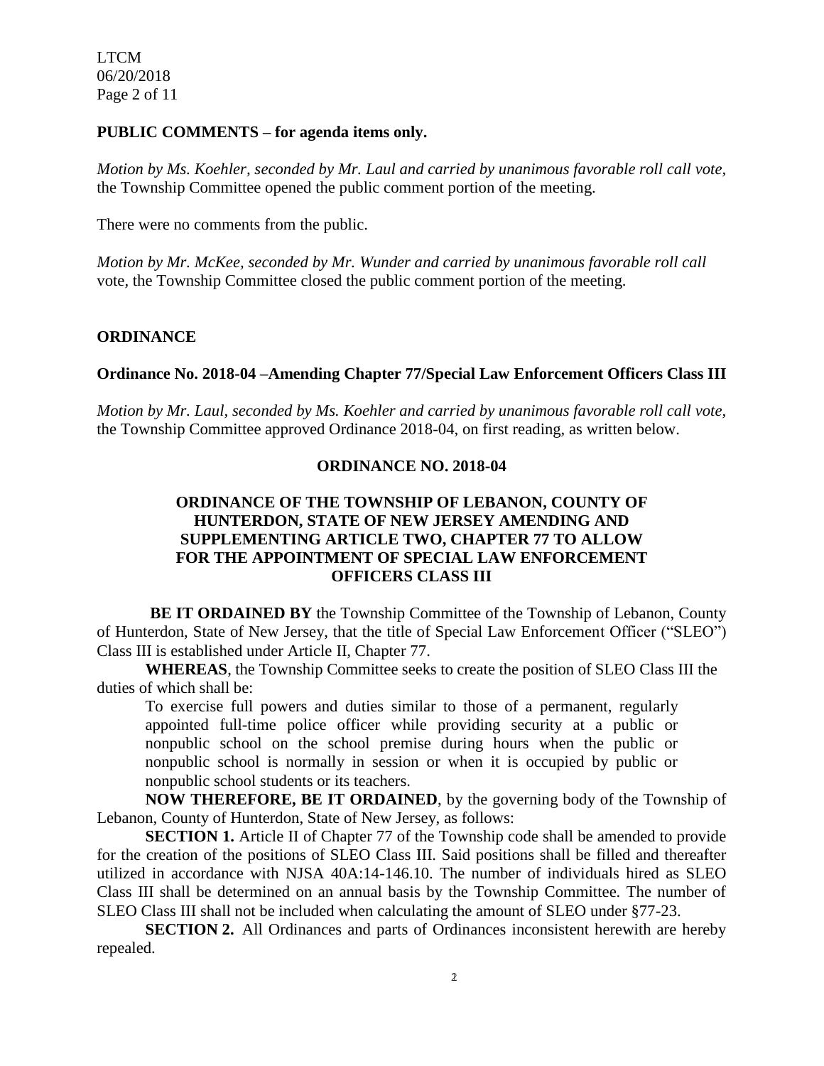**PUBLIC COMMENTS – for agenda items only.**

*Motion by Ms. Koehler, seconded by Mr. Laul and carried by unanimous favorable roll call vote,* the Township Committee opened the public comment portion of the meeting.

There were no comments from the public.

*Motion by Mr. McKee, seconded by Mr. Wunder and carried by unanimous favorable roll call* vote, the Township Committee closed the public comment portion of the meeting.

**ORDINANCE**

**Ordinance No. 2018-04 –Amending Chapter 77/Special Law Enforcement Officers Class III**

*Motion by Mr. Laul, seconded by Ms. Koehler and carried by unanimous favorable roll call vote,* the Township Committee approved Ordinance 2018-04, on first reading, as written below.

**ORDINANCE NO. 2018-04**

**ORDINANCE OF THE TOWNSHIP OF LEBANON, COUNTY OF HUNTERDON, STATE OF NEW JERSEY AMENDING AND SUPPLEMENTING ARTICLE TWO, CHAPTER 77 TO ALLOW FOR THE APPOINTMENT OF SPECIAL LAW ENFORCEMENT OFFICERS CLASS III**

**BE IT ORDAINED BY** the Township Committee of the Township of Lebanon, County of Hunterdon, State of New Jersey, that the title of Special Law Enforcement Officer ("SLEO") Class III is established under Article II, Chapter 77.

**WHEREAS**, the Township Committee seeks to create the position of SLEO Class III the duties of which shall be:

> To exercise full powers and duties similar to those of a permanent, regularly appointed full-time police officer while providing security at a public or nonpublic school on the school premise during hours when the public or nonpublic school is normally in session or when it is occupied by public or nonpublic school students or its teachers.

**NOW THEREFORE, BE IT ORDAINED**, by the governing body of the Township of Lebanon, County of Hunterdon, State of New Jersey, as follows:

**SECTION 1.** Article II of Chapter 77 of the Township code shall be amended to provide for the creation of the positions of SLEO Class III. Said positions shall be filled and thereafter utilized in accordance with NJSA 40A:14-146.10. The number of individuals hired as SLEO Class III shall be determined on an annual basis by the Township Committee. The number of SLEO Class III shall not be included when calculating the amount of SLEO under §77-23.

**SECTION 2.** All Ordinances and parts of Ordinances inconsistent herewith are hereby repealed.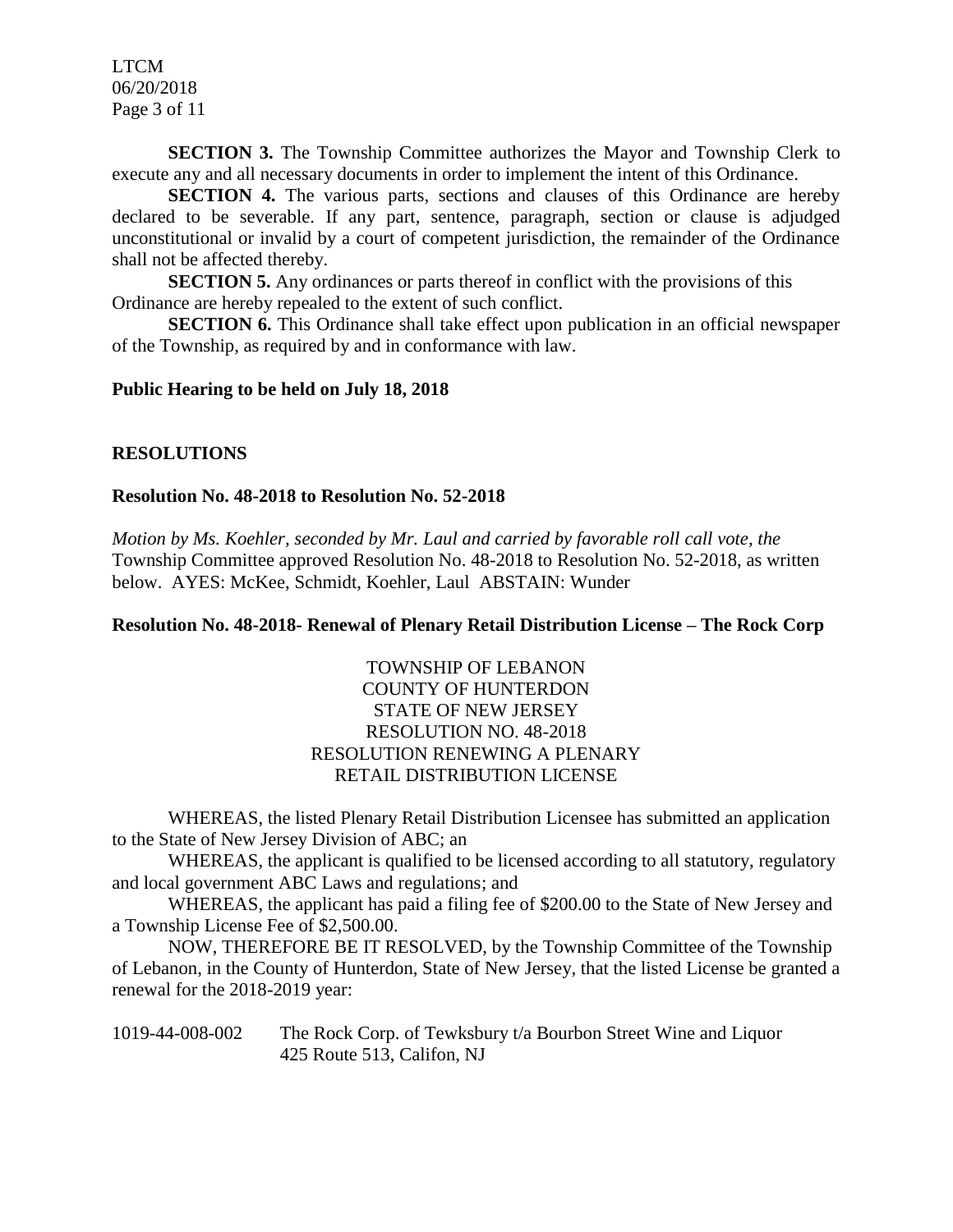**SECTION 3.** The Township Committee authorizes the Mayor and Township Clerk to execute any and all necessary documents in order to implement the intent of this Ordinance.

**SECTION 4.** The various parts, sections and clauses of this Ordinance are hereby declared to be severable. If any part, sentence, paragraph, section or clause is adjudged unconstitutional or invalid by a court of competent jurisdiction, the remainder of the Ordinance shall not be affected thereby.

**SECTION 5.** Any ordinances or parts thereof in conflict with the provisions of this Ordinance are hereby repealed to the extent of such conflict.

**SECTION 6.** This Ordinance shall take effect upon publication in an official newspaper of the Township, as required by and in conformance with law.

**Public Hearing to be held on July 18, 2018**

## RESOLUTIONS

### Resolution No. 48-2018 to Resolution No. 52-2018

*Motion by Ms. Koehler, seconded by Mr. Laul and carried by favorable roll call vote, the* Township Committee approved Resolution No. 48-2018 to Resolution No. 52-2018, as written below. AYES: McKee, Schmidt, Koehler, Laul ABSTAIN: Wunder

### Resolution No. 48-2018- Renewal of Plenary Retail Distribution License – The Rock Corp

TOWNSHIP OF LEBANON
COUNTY OF HUNTERDON
STATE OF NEW JERSEY
RESOLUTION NO. 48-2018
RESOLUTION RENEWING A PLENARY
RETAIL DISTRIBUTION LICENSE

WHEREAS, the listed Plenary Retail Distribution Licensee has submitted an application to the State of New Jersey Division of ABC; an

WHEREAS, the applicant is qualified to be licensed according to all statutory, regulatory and local government ABC Laws and regulations; and

WHEREAS, the applicant has paid a filing fee of $200.00 to the State of New Jersey and a Township License Fee of $2,500.00.

NOW, THEREFORE BE IT RESOLVED, by the Township Committee of the Township of Lebanon, in the County of Hunterdon, State of New Jersey, that the listed License be granted a renewal for the 2018-2019 year:

1019-44-008-002 The Rock Corp. of Tewksbury t/a Bourbon Street Wine and Liquor
425 Route 513, Califon, NJ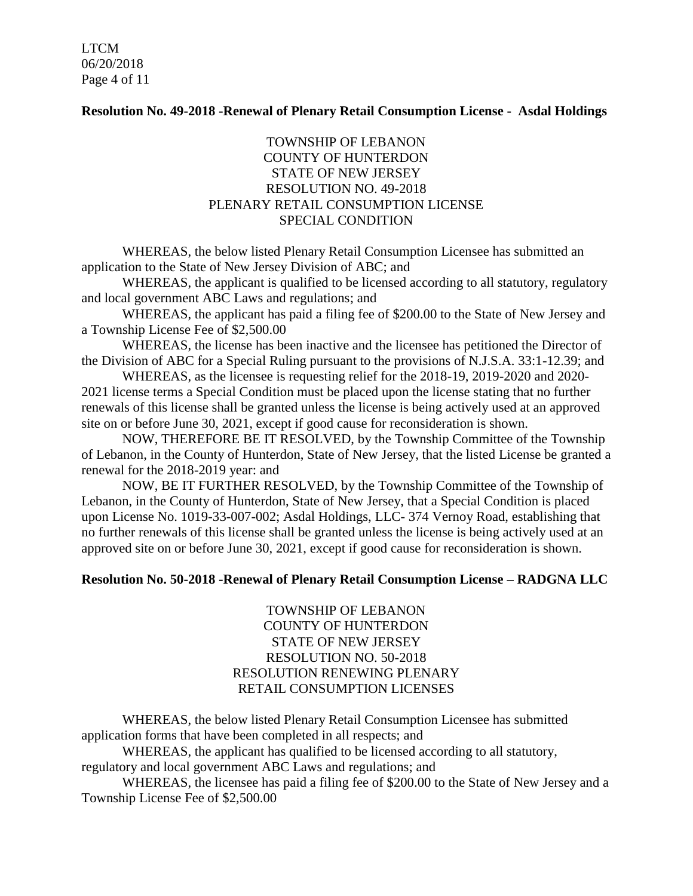**Resolution No. 49-2018 -Renewal of Plenary Retail Consumption License - Asdal Holdings**

TOWNSHIP OF LEBANON
COUNTY OF HUNTERDON
STATE OF NEW JERSEY
RESOLUTION NO. 49-2018
PLENARY RETAIL CONSUMPTION LICENSE
SPECIAL CONDITION

WHEREAS, the below listed Plenary Retail Consumption Licensee has submitted an application to the State of New Jersey Division of ABC; and

WHEREAS, the applicant is qualified to be licensed according to all statutory, regulatory and local government ABC Laws and regulations; and

WHEREAS, the applicant has paid a filing fee of $200.00 to the State of New Jersey and a Township License Fee of $2,500.00

WHEREAS, the license has been inactive and the licensee has petitioned the Director of the Division of ABC for a Special Ruling pursuant to the provisions of N.J.S.A. 33:1-12.39; and

WHEREAS, as the licensee is requesting relief for the 2018-19, 2019-2020 and 2020-2021 license terms a Special Condition must be placed upon the license stating that no further renewals of this license shall be granted unless the license is being actively used at an approved site on or before June 30, 2021, except if good cause for reconsideration is shown.

NOW, THEREFORE BE IT RESOLVED, by the Township Committee of the Township of Lebanon, in the County of Hunterdon, State of New Jersey, that the listed License be granted a renewal for the 2018-2019 year: and

NOW, BE IT FURTHER RESOLVED, by the Township Committee of the Township of Lebanon, in the County of Hunterdon, State of New Jersey, that a Special Condition is placed upon License No. 1019-33-007-002; Asdal Holdings, LLC- 374 Vernoy Road, establishing that no further renewals of this license shall be granted unless the license is being actively used at an approved site on or before June 30, 2021, except if good cause for reconsideration is shown.

**Resolution No. 50-2018 -Renewal of Plenary Retail Consumption License – RADGNA LLC**

TOWNSHIP OF LEBANON
COUNTY OF HUNTERDON
STATE OF NEW JERSEY
RESOLUTION NO. 50-2018
RESOLUTION RENEWING PLENARY
RETAIL CONSUMPTION LICENSES

WHEREAS, the below listed Plenary Retail Consumption Licensee has submitted application forms that have been completed in all respects; and

WHEREAS, the applicant has qualified to be licensed according to all statutory, regulatory and local government ABC Laws and regulations; and

WHEREAS, the licensee has paid a filing fee of $200.00 to the State of New Jersey and a Township License Fee of $2,500.00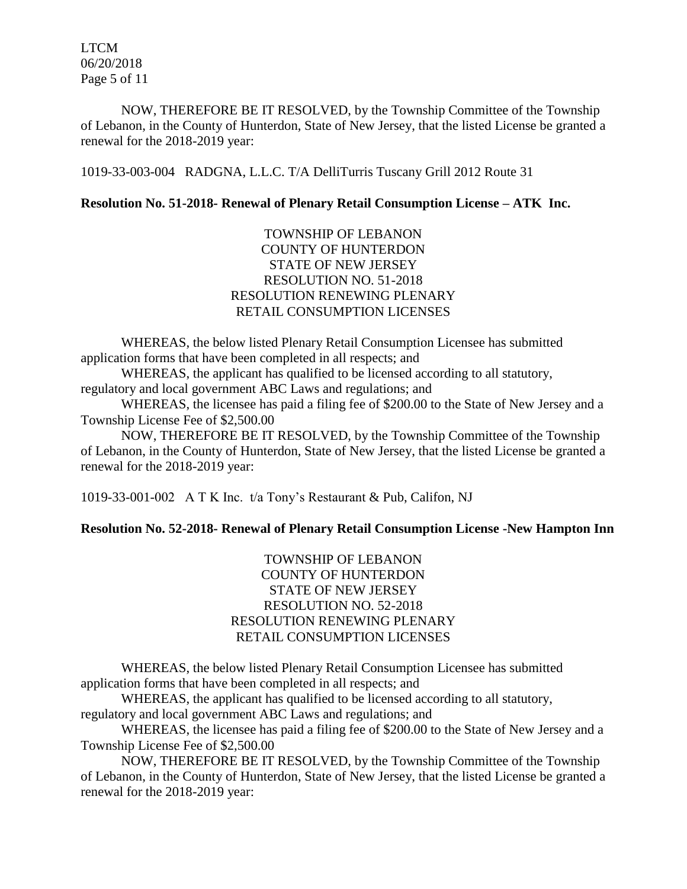NOW, THEREFORE BE IT RESOLVED, by the Township Committee of the Township of Lebanon, in the County of Hunterdon, State of New Jersey, that the listed License be granted a renewal for the 2018-2019 year:

1019-33-003-004 RADGNA, L.L.C. T/A DelliTurris Tuscany Grill 2012 Route 31

**Resolution No. 51-2018- Renewal of Plenary Retail Consumption License – ATK Inc.**

TOWNSHIP OF LEBANON
COUNTY OF HUNTERDON
STATE OF NEW JERSEY
RESOLUTION NO. 51-2018
RESOLUTION RENEWING PLENARY
RETAIL CONSUMPTION LICENSES

WHEREAS, the below listed Plenary Retail Consumption Licensee has submitted application forms that have been completed in all respects; and

WHEREAS, the applicant has qualified to be licensed according to all statutory, regulatory and local government ABC Laws and regulations; and

WHEREAS, the licensee has paid a filing fee of $200.00 to the State of New Jersey and a Township License Fee of $2,500.00

NOW, THEREFORE BE IT RESOLVED, by the Township Committee of the Township of Lebanon, in the County of Hunterdon, State of New Jersey, that the listed License be granted a renewal for the 2018-2019 year:

1019-33-001-002 A T K Inc. t/a Tony's Restaurant & Pub, Califon, NJ

**Resolution No. 52-2018- Renewal of Plenary Retail Consumption License -New Hampton Inn**

TOWNSHIP OF LEBANON
COUNTY OF HUNTERDON
STATE OF NEW JERSEY
RESOLUTION NO. 52-2018
RESOLUTION RENEWING PLENARY
RETAIL CONSUMPTION LICENSES

WHEREAS, the below listed Plenary Retail Consumption Licensee has submitted application forms that have been completed in all respects; and

WHEREAS, the applicant has qualified to be licensed according to all statutory, regulatory and local government ABC Laws and regulations; and

WHEREAS, the licensee has paid a filing fee of $200.00 to the State of New Jersey and a Township License Fee of $2,500.00

NOW, THEREFORE BE IT RESOLVED, by the Township Committee of the Township of Lebanon, in the County of Hunterdon, State of New Jersey, that the listed License be granted a renewal for the 2018-2019 year: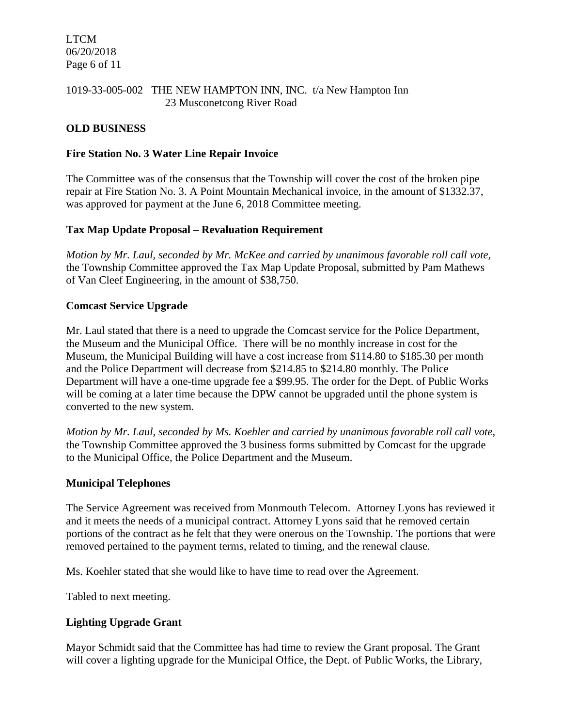1019-33-005-002 THE NEW HAMPTON INN, INC. t/a New Hampton Inn
23 Musconetcong River Road

## OLD BUSINESS

### Fire Station No. 3 Water Line Repair Invoice

The Committee was of the consensus that the Township will cover the cost of the broken pipe repair at Fire Station No. 3. A Point Mountain Mechanical invoice, in the amount of $1332.37, was approved for payment at the June 6, 2018 Committee meeting.

### Tax Map Update Proposal – Revaluation Requirement

*Motion by Mr. Laul, seconded by Mr. McKee and carried by unanimous favorable roll call vote,* the Township Committee approved the Tax Map Update Proposal, submitted by Pam Mathews of Van Cleef Engineering, in the amount of $38,750.

### Comcast Service Upgrade

Mr. Laul stated that there is a need to upgrade the Comcast service for the Police Department, the Museum and the Municipal Office. There will be no monthly increase in cost for the Museum, the Municipal Building will have a cost increase from $114.80 to $185.30 per month and the Police Department will decrease from $214.85 to $214.80 monthly. The Police Department will have a one-time upgrade fee a $99.95. The order for the Dept. of Public Works will be coming at a later time because the DPW cannot be upgraded until the phone system is converted to the new system.

*Motion by Mr. Laul, seconded by Ms. Koehler and carried by unanimous favorable roll call vote,* the Township Committee approved the 3 business forms submitted by Comcast for the upgrade to the Municipal Office, the Police Department and the Museum.

### Municipal Telephones

The Service Agreement was received from Monmouth Telecom. Attorney Lyons has reviewed it and it meets the needs of a municipal contract. Attorney Lyons said that he removed certain portions of the contract as he felt that they were onerous on the Township. The portions that were removed pertained to the payment terms, related to timing, and the renewal clause.

Ms. Koehler stated that she would like to have time to read over the Agreement.

Tabled to next meeting.

### Lighting Upgrade Grant

Mayor Schmidt said that the Committee has had time to review the Grant proposal. The Grant will cover a lighting upgrade for the Municipal Office, the Dept. of Public Works, the Library,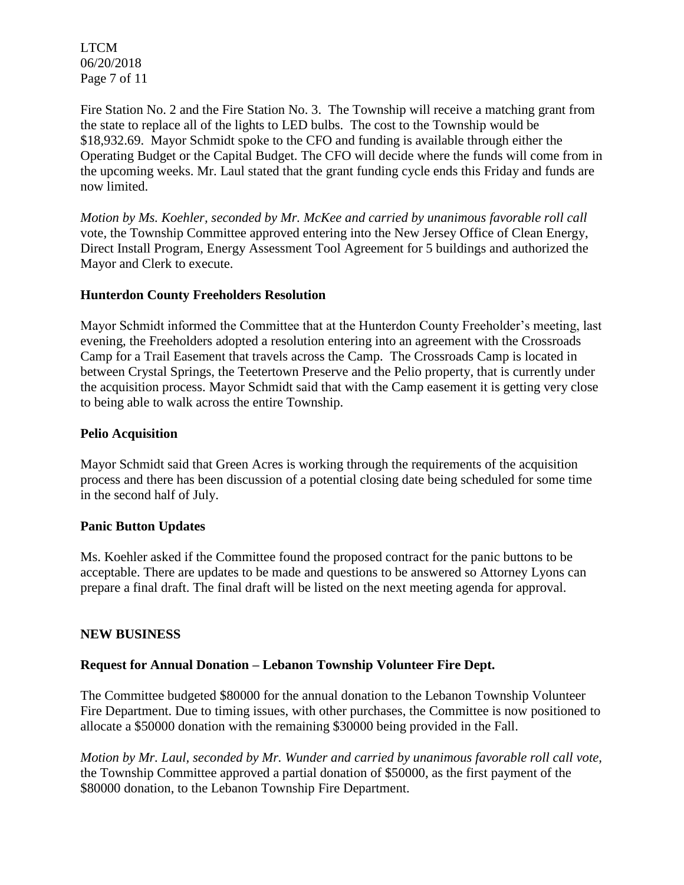Fire Station No. 2 and the Fire Station No. 3. The Township will receive a matching grant from the state to replace all of the lights to LED bulbs. The cost to the Township would be $18,932.69. Mayor Schmidt spoke to the CFO and funding is available through either the Operating Budget or the Capital Budget. The CFO will decide where the funds will come from in the upcoming weeks. Mr. Laul stated that the grant funding cycle ends this Friday and funds are now limited.

*Motion by Ms. Koehler, seconded by Mr. McKee and carried by unanimous favorable roll call* vote, the Township Committee approved entering into the New Jersey Office of Clean Energy, Direct Install Program, Energy Assessment Tool Agreement for 5 buildings and authorized the Mayor and Clerk to execute.

**Hunterdon County Freeholders Resolution**

Mayor Schmidt informed the Committee that at the Hunterdon County Freeholder's meeting, last evening, the Freeholders adopted a resolution entering into an agreement with the Crossroads Camp for a Trail Easement that travels across the Camp. The Crossroads Camp is located in between Crystal Springs, the Teetertown Preserve and the Pelio property, that is currently under the acquisition process. Mayor Schmidt said that with the Camp easement it is getting very close to being able to walk across the entire Township.

**Pelio Acquisition**

Mayor Schmidt said that Green Acres is working through the requirements of the acquisition process and there has been discussion of a potential closing date being scheduled for some time in the second half of July.

**Panic Button Updates**

Ms. Koehler asked if the Committee found the proposed contract for the panic buttons to be acceptable. There are updates to be made and questions to be answered so Attorney Lyons can prepare a final draft. The final draft will be listed on the next meeting agenda for approval.

**NEW BUSINESS**

**Request for Annual Donation – Lebanon Township Volunteer Fire Dept.**

The Committee budgeted $80000 for the annual donation to the Lebanon Township Volunteer Fire Department. Due to timing issues, with other purchases, the Committee is now positioned to allocate a $50000 donation with the remaining $30000 being provided in the Fall.

*Motion by Mr. Laul, seconded by Mr. Wunder and carried by unanimous favorable roll call vote,* the Township Committee approved a partial donation of $50000, as the first payment of the $80000 donation, to the Lebanon Township Fire Department.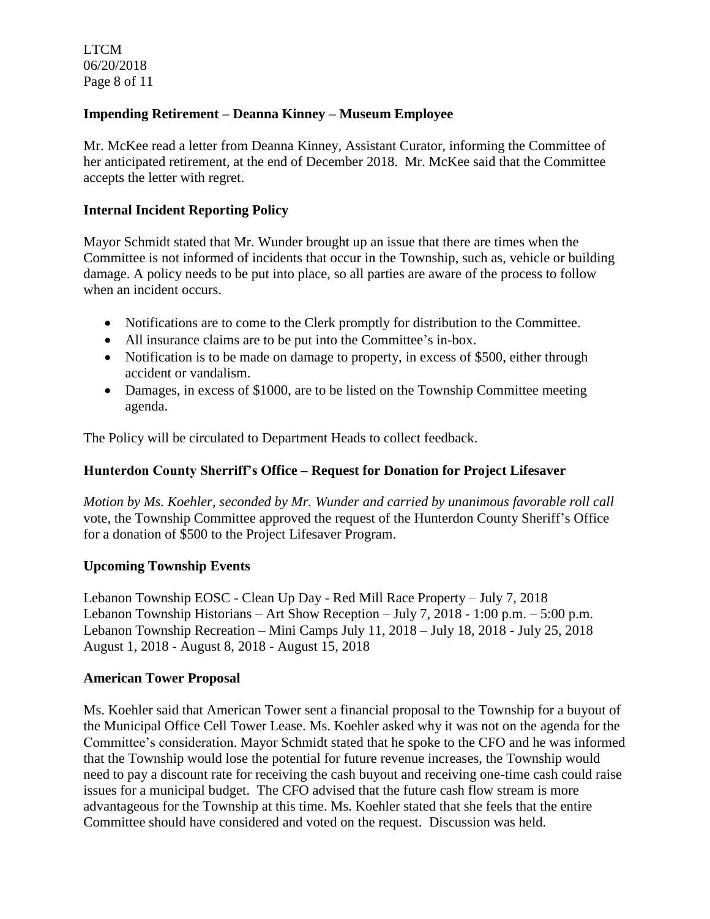### Impending Retirement – Deanna Kinney – Museum Employee

Mr. McKee read a letter from Deanna Kinney, Assistant Curator, informing the Committee of her anticipated retirement, at the end of December 2018. Mr. McKee said that the Committee accepts the letter with regret.

### Internal Incident Reporting Policy

Mayor Schmidt stated that Mr. Wunder brought up an issue that there are times when the Committee is not informed of incidents that occur in the Township, such as, vehicle or building damage. A policy needs to be put into place, so all parties are aware of the process to follow when an incident occurs.

- Notifications are to come to the Clerk promptly for distribution to the Committee.
- All insurance claims are to be put into the Committee's in-box.
- Notification is to be made on damage to property, in excess of $500, either through accident or vandalism.
- Damages, in excess of $1000, are to be listed on the Township Committee meeting agenda.

The Policy will be circulated to Department Heads to collect feedback.

### Hunterdon County Sherriff's Office – Request for Donation for Project Lifesaver

*Motion by Ms. Koehler, seconded by Mr. Wunder and carried by unanimous favorable roll call* vote, the Township Committee approved the request of the Hunterdon County Sheriff's Office for a donation of $500 to the Project Lifesaver Program.

### Upcoming Township Events

Lebanon Township EOSC - Clean Up Day - Red Mill Race Property – July 7, 2018
Lebanon Township Historians – Art Show Reception – July 7, 2018 - 1:00 p.m. – 5:00 p.m.
Lebanon Township Recreation – Mini Camps July 11, 2018 – July 18, 2018 - July 25, 2018
August 1, 2018 - August 8, 2018 - August 15, 2018

### American Tower Proposal

Ms. Koehler said that American Tower sent a financial proposal to the Township for a buyout of the Municipal Office Cell Tower Lease. Ms. Koehler asked why it was not on the agenda for the Committee's consideration. Mayor Schmidt stated that he spoke to the CFO and he was informed that the Township would lose the potential for future revenue increases, the Township would need to pay a discount rate for receiving the cash buyout and receiving one-time cash could raise issues for a municipal budget. The CFO advised that the future cash flow stream is more advantageous for the Township at this time. Ms. Koehler stated that she feels that the entire Committee should have considered and voted on the request. Discussion was held.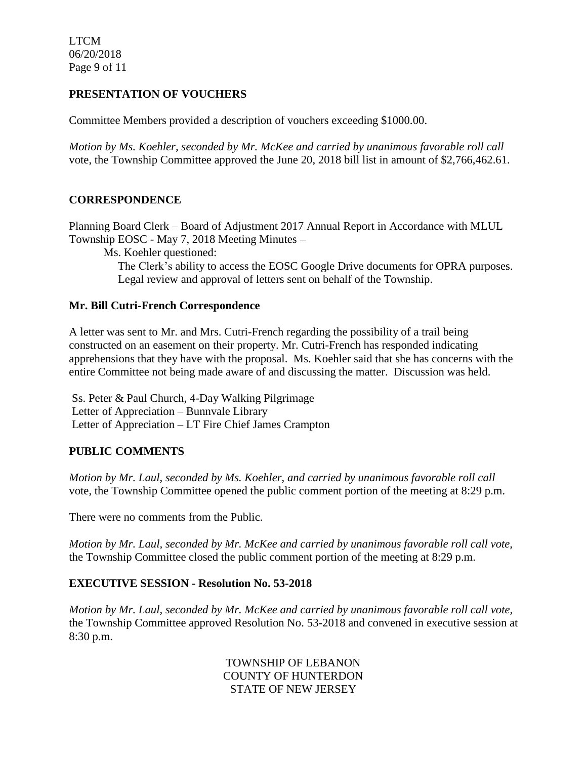## PRESENTATION OF VOUCHERS

Committee Members provided a description of vouchers exceeding $1000.00.

*Motion by Ms. Koehler, seconded by Mr. McKee and carried by unanimous favorable roll call* vote, the Township Committee approved the June 20, 2018 bill list in amount of $2,766,462.61.

## CORRESPONDENCE

Planning Board Clerk – Board of Adjustment 2017 Annual Report in Accordance with MLUL
Township EOSC - May 7, 2018 Meeting Minutes –

Ms. Koehler questioned:

The Clerk's ability to access the EOSC Google Drive documents for OPRA purposes.
Legal review and approval of letters sent on behalf of the Township.

### Mr. Bill Cutri-French Correspondence

A letter was sent to Mr. and Mrs. Cutri-French regarding the possibility of a trail being constructed on an easement on their property. Mr. Cutri-French has responded indicating apprehensions that they have with the proposal. Ms. Koehler said that she has concerns with the entire Committee not being made aware of and discussing the matter. Discussion was held.

Ss. Peter & Paul Church, 4-Day Walking Pilgrimage
Letter of Appreciation – Bunnvale Library
Letter of Appreciation – LT Fire Chief James Crampton

## PUBLIC COMMENTS

*Motion by Mr. Laul, seconded by Ms. Koehler, and carried by unanimous favorable roll call* vote, the Township Committee opened the public comment portion of the meeting at 8:29 p.m.

There were no comments from the Public.

*Motion by Mr. Laul, seconded by Mr. McKee and carried by unanimous favorable roll call vote,* the Township Committee closed the public comment portion of the meeting at 8:29 p.m.

## EXECUTIVE SESSION - Resolution No. 53-2018

*Motion by Mr. Laul, seconded by Mr. McKee and carried by unanimous favorable roll call vote,* the Township Committee approved Resolution No. 53-2018 and convened in executive session at 8:30 p.m.

TOWNSHIP OF LEBANON
COUNTY OF HUNTERDON
STATE OF NEW JERSEY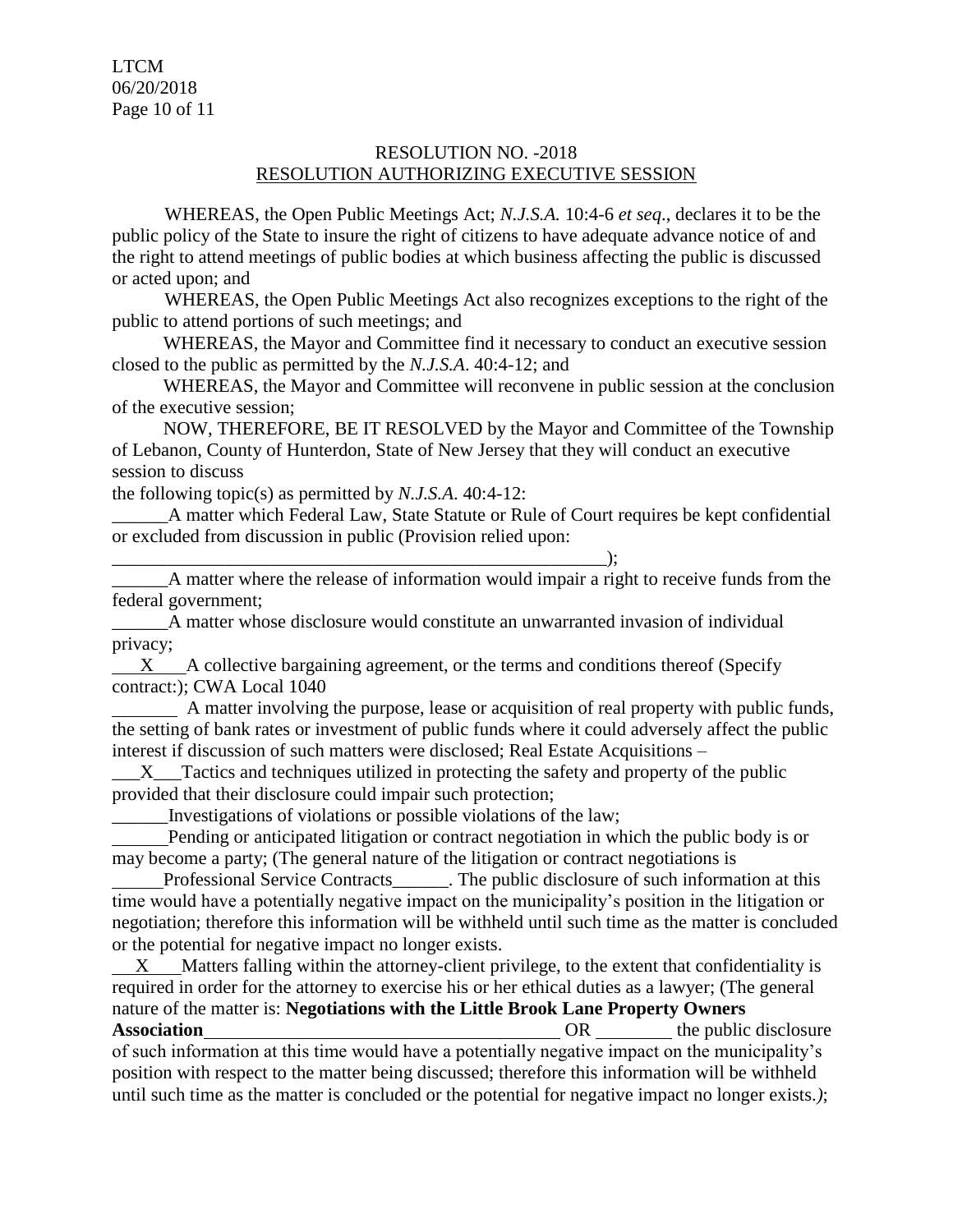RESOLUTION NO. -2018

RESOLUTION AUTHORIZING EXECUTIVE SESSION

WHEREAS, the Open Public Meetings Act; *N.J.S.A.* 10:4-6 *et seq*., declares it to be the public policy of the State to insure the right of citizens to have adequate advance notice of and the right to attend meetings of public bodies at which business affecting the public is discussed or acted upon; and

WHEREAS, the Open Public Meetings Act also recognizes exceptions to the right of the public to attend portions of such meetings; and

WHEREAS, the Mayor and Committee find it necessary to conduct an executive session closed to the public as permitted by the *N.J.S.A*. 40:4-12; and

WHEREAS, the Mayor and Committee will reconvene in public session at the conclusion of the executive session;

NOW, THEREFORE, BE IT RESOLVED by the Mayor and Committee of the Township of Lebanon, County of Hunterdon, State of New Jersey that they will conduct an executive session to discuss

the following topic(s) as permitted by *N.J.S.A*. 40:4-12:

______A matter which Federal Law, State Statute or Rule of Court requires be kept confidential or excluded from discussion in public (Provision relied upon: ________________________________________________________);

______A matter where the release of information would impair a right to receive funds from the federal government;

______A matter whose disclosure would constitute an unwarranted invasion of individual privacy;

___X___A collective bargaining agreement, or the terms and conditions thereof (Specify contract:); CWA Local 1040

_______ A matter involving the purpose, lease or acquisition of real property with public funds, the setting of bank rates or investment of public funds where it could adversely affect the public interest if discussion of such matters were disclosed; Real Estate Acquisitions –

___X___Tactics and techniques utilized in protecting the safety and property of the public provided that their disclosure could impair such protection;

______Investigations of violations or possible violations of the law;

______Pending or anticipated litigation or contract negotiation in which the public body is or may become a party; (The general nature of the litigation or contract negotiations is ______Professional Service Contracts______. The public disclosure of such information at this time would have a potentially negative impact on the municipality's position in the litigation or negotiation; therefore this information will be withheld until such time as the matter is concluded or the potential for negative impact no longer exists.

___X___Matters falling within the attorney-client privilege, to the extent that confidentiality is required in order for the attorney to exercise his or her ethical duties as a lawyer; (The general nature of the matter is: **Negotiations with the Little Brook Lane Property Owners Association**________________________________________ OR ________ the public disclosure of such information at this time would have a potentially negative impact on the municipality's position with respect to the matter being discussed; therefore this information will be withheld until such time as the matter is concluded or the potential for negative impact no longer exists.*)*;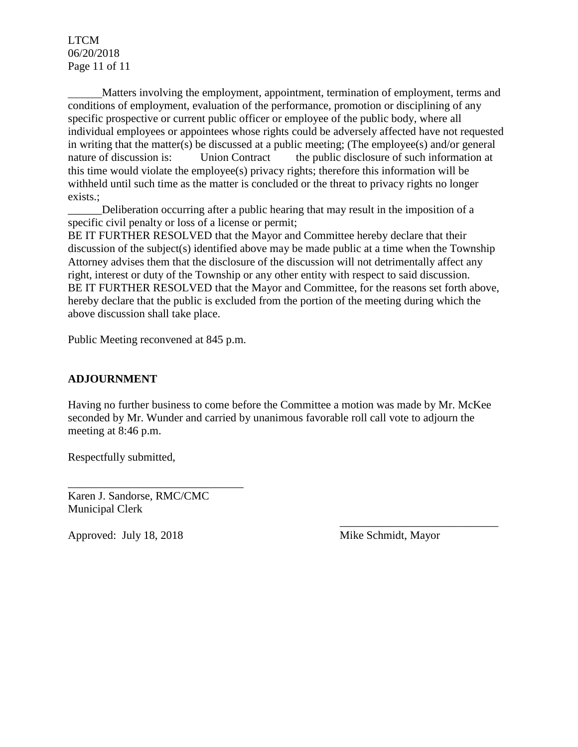______Matters involving the employment, appointment, termination of employment, terms and conditions of employment, evaluation of the performance, promotion or disciplining of any specific prospective or current public officer or employee of the public body, where all individual employees or appointees whose rights could be adversely affected have not requested in writing that the matter(s) be discussed at a public meeting; (The employee(s) and/or general nature of discussion is: Union Contract the public disclosure of such information at this time would violate the employee(s) privacy rights; therefore this information will be withheld until such time as the matter is concluded or the threat to privacy rights no longer exists.;

______Deliberation occurring after a public hearing that may result in the imposition of a specific civil penalty or loss of a license or permit;

BE IT FURTHER RESOLVED that the Mayor and Committee hereby declare that their discussion of the subject(s) identified above may be made public at a time when the Township Attorney advises them that the disclosure of the discussion will not detrimentally affect any right, interest or duty of the Township or any other entity with respect to said discussion.

BE IT FURTHER RESOLVED that the Mayor and Committee, for the reasons set forth above, hereby declare that the public is excluded from the portion of the meeting during which the above discussion shall take place.

Public Meeting reconvened at 845 p.m.

## ADJOURNMENT

Having no further business to come before the Committee a motion was made by Mr. McKee seconded by Mr. Wunder and carried by unanimous favorable roll call vote to adjourn the meeting at 8:46 p.m.

Respectfully submitted,

______________________________

Karen J. Sandorse, RMC/CMC
Municipal Clerk

Approved: July 18, 2018

______________________________

Mike Schmidt, Mayor